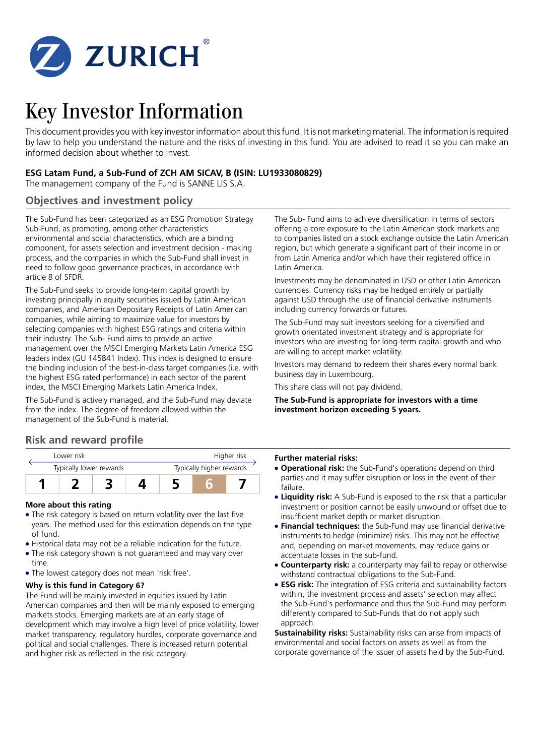# Key Investor Information

This document provides you with key investor information about this fund. It is not marketing material. The information is required by law to help you understand the nature and the risks of investing in this fund. You are advised to read it so you can make an informed decision about whether to invest.

**ESG Latam Fund, a Sub-Fund of ZCH AM SICAV, B (ISIN: LU1933080829)**

The management company of the Fund is SANNE LIS S.A.

## Objectives and investment policy

The Sub-Fund has been categorized as an ESG Promotion Strategy Sub-Fund, as promoting, among other characteristics environmental and social characteristics, which are a binding component, for assets selection and investment decision - making process, and the companies in which the Sub-Fund shall invest in need to follow good governance practices, in accordance with article 8 of SFDR.

The Sub-Fund seeks to provide long-term capital growth by investing principally in equity securities issued by Latin American companies, and American Depositary Receipts of Latin American companies, while aiming to maximize value for investors by selecting companies with highest ESG ratings and criteria within their industry. The Sub- Fund aims to provide an active management over the MSCI Emerging Markets Latin America ESG leaders index (GU 145841 Index). This index is designed to ensure the binding inclusion of the best-in-class target companies (i.e. with the highest ESG rated performance) in each sector of the parent index, the MSCI Emerging Markets Latin America Index.

The Sub-Fund is actively managed, and the Sub-Fund may deviate from the index. The degree of freedom allowed within the management of the Sub-Fund is material.

The Sub- Fund aims to achieve diversification in terms of sectors offering a core exposure to the Latin American stock markets and to companies listed on a stock exchange outside the Latin American region, but which generate a significant part of their income in or from Latin America and/or which have their registered office in Latin America.

Investments may be denominated in USD or other Latin American currencies. Currency risks may be hedged entirely or partially against USD through the use of financial derivative instruments including currency forwards or futures.

The Sub-Fund may suit investors seeking for a diversified and growth orientated investment strategy and is appropriate for investors who are investing for long-term capital growth and who are willing to accept market volatility.

Investors may demand to redeem their shares every normal bank business day in Luxembourg.

This share class will not pay dividend.

**The Sub-Fund is appropriate for investors with a time investment horizon exceeding 5 years.**

## Risk and reward profile

| Lower risk | | | | | | Higher risk |
|---|---|---|---|---|---|---|
| Typically lower rewards | | | | | | Typically higher rewards |
| 1 | 2 | 3 | 4 | 5 | **6** | 7 |

### More about this rating

- The risk category is based on return volatility over the last five years. The method used for this estimation depends on the type of fund.
- Historical data may not be a reliable indication for the future.
- The risk category shown is not guaranteed and may vary over time.
- The lowest category does not mean 'risk free'.

### Why is this fund in Category 6?

The Fund will be mainly invested in equities issued by Latin American companies and then will be mainly exposed to emerging markets stocks. Emerging markets are at an early stage of development which may involve a high level of price volatility, lower market transparency, regulatory hurdles, corporate governance and political and social challenges. There is increased return potential and higher risk as reflected in the risk category.

### Further material risks:

- **Operational risk:** the Sub-Fund's operations depend on third parties and it may suffer disruption or loss in the event of their failure.
- **Liquidity risk:** A Sub-Fund is exposed to the risk that a particular investment or position cannot be easily unwound or offset due to insufficient market depth or market disruption.
- **Financial techniques:** the Sub-Fund may use financial derivative instruments to hedge (minimize) risks. This may not be effective and, depending on market movements, may reduce gains or accentuate losses in the sub-fund.
- **Counterparty risk:** a counterparty may fail to repay or otherwise withstand contractual obligations to the Sub-Fund.
- **ESG risk:** The integration of ESG criteria and sustainability factors within, the investment process and assets' selection may affect the Sub-Fund's performance and thus the Sub-Fund may perform differently compared to Sub-Funds that do not apply such approach.

**Sustainability risks:** Sustainability risks can arise from impacts of environmental and social factors on assets as well as from the corporate governance of the issuer of assets held by the Sub-Fund.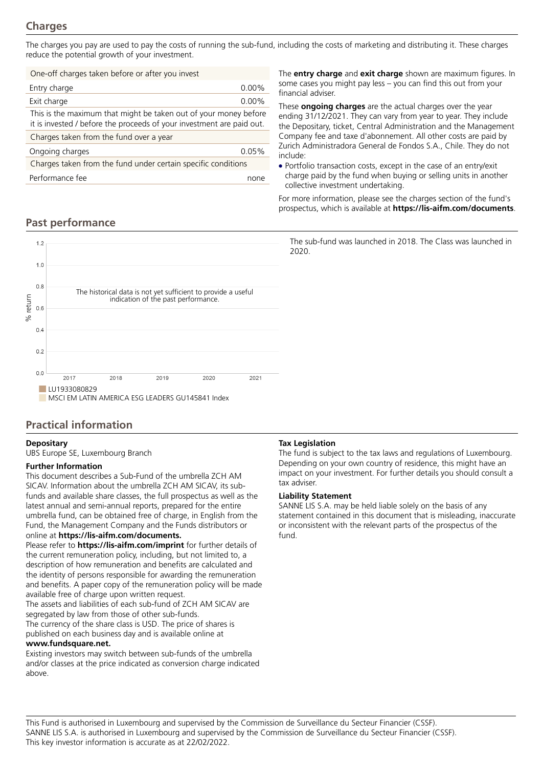## Charges

The charges you pay are used to pay the costs of running the sub-fund, including the costs of marketing and distributing it. These charges reduce the potential growth of your investment.

| One-off charges taken before or after you invest | |
|---|---|
| Entry charge | 0.00% |
| Exit charge | 0.00% |
| This is the maximum that might be taken out of your money before it is invested / before the proceeds of your investment are paid out. | |
| **Charges taken from the fund over a year** | |
| Ongoing charges | 0.05% |
| **Charges taken from the fund under certain specific conditions** | |
| Performance fee | none |

The **entry charge** and **exit charge** shown are maximum figures. In some cases you might pay less – you can find this out from your financial adviser.

These **ongoing charges** are the actual charges over the year ending 31/12/2021. They can vary from year to year. They include the Depositary, ticket, Central Administration and the Management Company fee and taxe d'abonnement. All other costs are paid by Zurich Administradora General de Fondos S.A., Chile. They do not include:

- Portfolio transaction costs, except in the case of an entry/exit charge paid by the fund when buying or selling units in another collective investment undertaking.

For more information, please see the charges section of the fund's prospectus, which is available at **https://lis-aifm.com/documents**.

## Past performance

1.2
1.0
0.8
0.6
0.4
0.2
0.0
% return
The historical data is not yet sufficient to provide a useful indication of the past performance.
2017
2018
2019
2020
2021
LU1933080829
MSCI EM LATIN AMERICA ESG LEADERS GU145841 Index

The sub-fund was launched in 2018. The Class was launched in 2020.

## Practical information

**Depositary**

UBS Europe SE, Luxembourg Branch

**Further Information**

This document describes a Sub-Fund of the umbrella ZCH AM SICAV. Information about the umbrella ZCH AM SICAV, its sub-funds and available share classes, the full prospectus as well as the latest annual and semi-annual reports, prepared for the entire umbrella fund, can be obtained free of charge, in English from the Fund, the Management Company and the Funds distributors or online at **https://lis-aifm.com/documents.**

Please refer to **https://lis-aifm.com/imprint** for further details of the current remuneration policy, including, but not limited to, a description of how remuneration and benefits are calculated and the identity of persons responsible for awarding the remuneration and benefits. A paper copy of the remuneration policy will be made available free of charge upon written request.

The assets and liabilities of each sub-fund of ZCH AM SICAV are segregated by law from those of other sub-funds.

The currency of the share class is USD. The price of shares is published on each business day and is available online at **www.fundsquare.net.**

Existing investors may switch between sub-funds of the umbrella and/or classes at the price indicated as conversion charge indicated above.

**Tax Legislation**

The fund is subject to the tax laws and regulations of Luxembourg. Depending on your own country of residence, this might have an impact on your investment. For further details you should consult a tax adviser.

**Liability Statement**

SANNE LIS S.A. may be held liable solely on the basis of any statement contained in this document that is misleading, inaccurate or inconsistent with the relevant parts of the prospectus of the fund.

This Fund is authorised in Luxembourg and supervised by the Commission de Surveillance du Secteur Financier (CSSF).
SANNE LIS S.A. is authorised in Luxembourg and supervised by the Commission de Surveillance du Secteur Financier (CSSF).
This key investor information is accurate as at 22/02/2022.